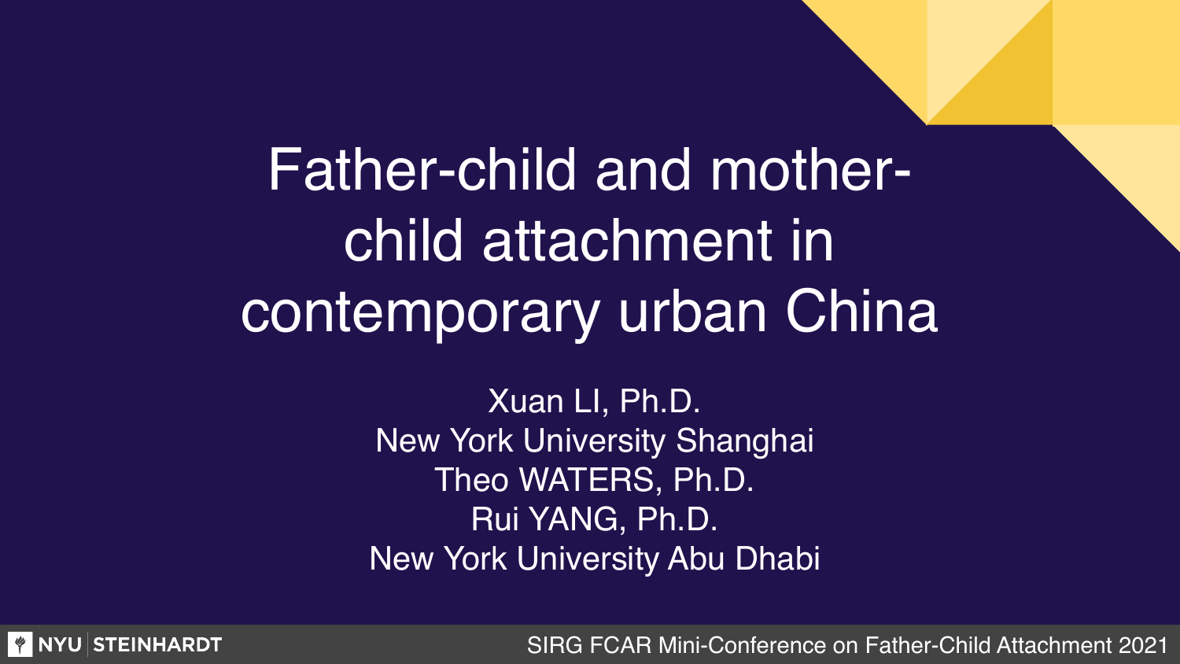# Father-child and mother-child attachment in contemporary urban China

Xuan LI, Ph.D.
New York University Shanghai
Theo WATERS, Ph.D.
Rui YANG, Ph.D.
New York University Abu Dhabi

NYU STEINHARDT

SIRG FCAR Mini-Conference on Father-Child Attachment 2021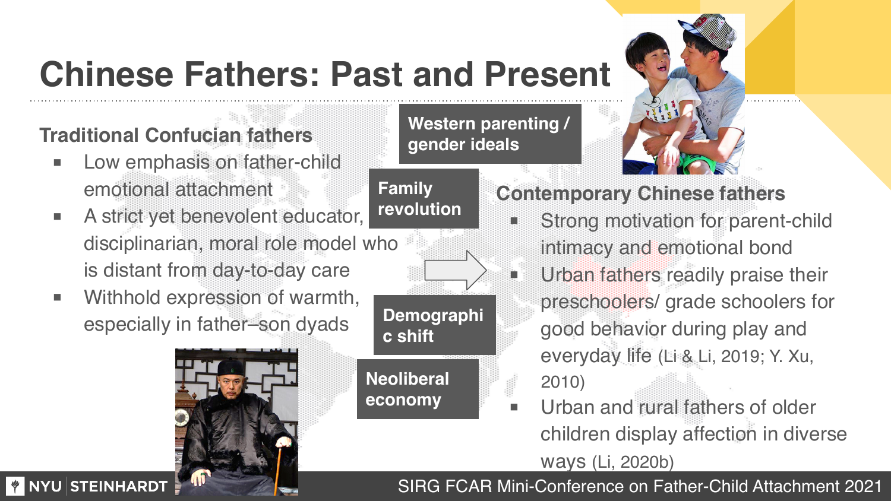# Chinese Fathers: Past and Present

### Traditional Confucian fathers

- Low emphasis on father-child emotional attachment
- A strict yet benevolent educator, disciplinarian, moral role model who is distant from day-to-day care
- Withhold expression of warmth, especially in father–son dyads

**Western parenting / gender ideals**

**Family revolution**

**Demographic shift**

**Neoliberal economy**

### Contemporary Chinese fathers

- Strong motivation for parent-child intimacy and emotional bond
- Urban fathers readily praise their preschoolers/ grade schoolers for good behavior during play and everyday life (Li & Li, 2019; Y. Xu, 2010)
- Urban and rural fathers of older children display affection in diverse ways (Li, 2020b)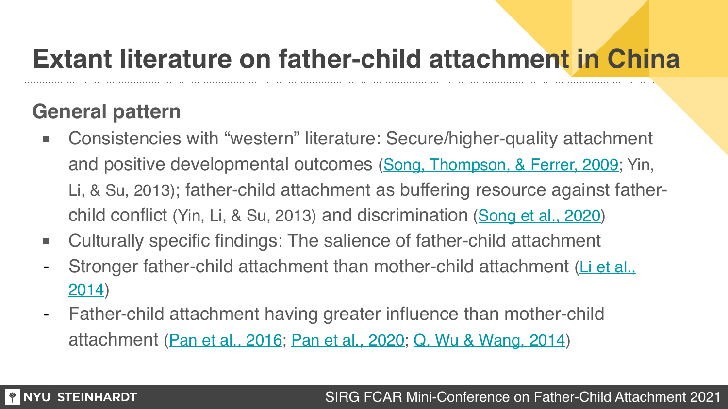# Extant literature on father-child attachment in China

## General pattern

- Consistencies with "western" literature: Secure/higher-quality attachment and positive developmental outcomes (Song, Thompson, & Ferrer, 2009; Yin, Li, & Su, 2013); father-child attachment as buffering resource against father-child conflict (Yin, Li, & Su, 2013) and discrimination (Song et al., 2020)
- Culturally specific findings: The salience of father-child attachment
  - Stronger father-child attachment than mother-child attachment (Li et al., 2014)
  - Father-child attachment having greater influence than mother-child attachment (Pan et al., 2016; Pan et al., 2020; Q. Wu & Wang, 2014)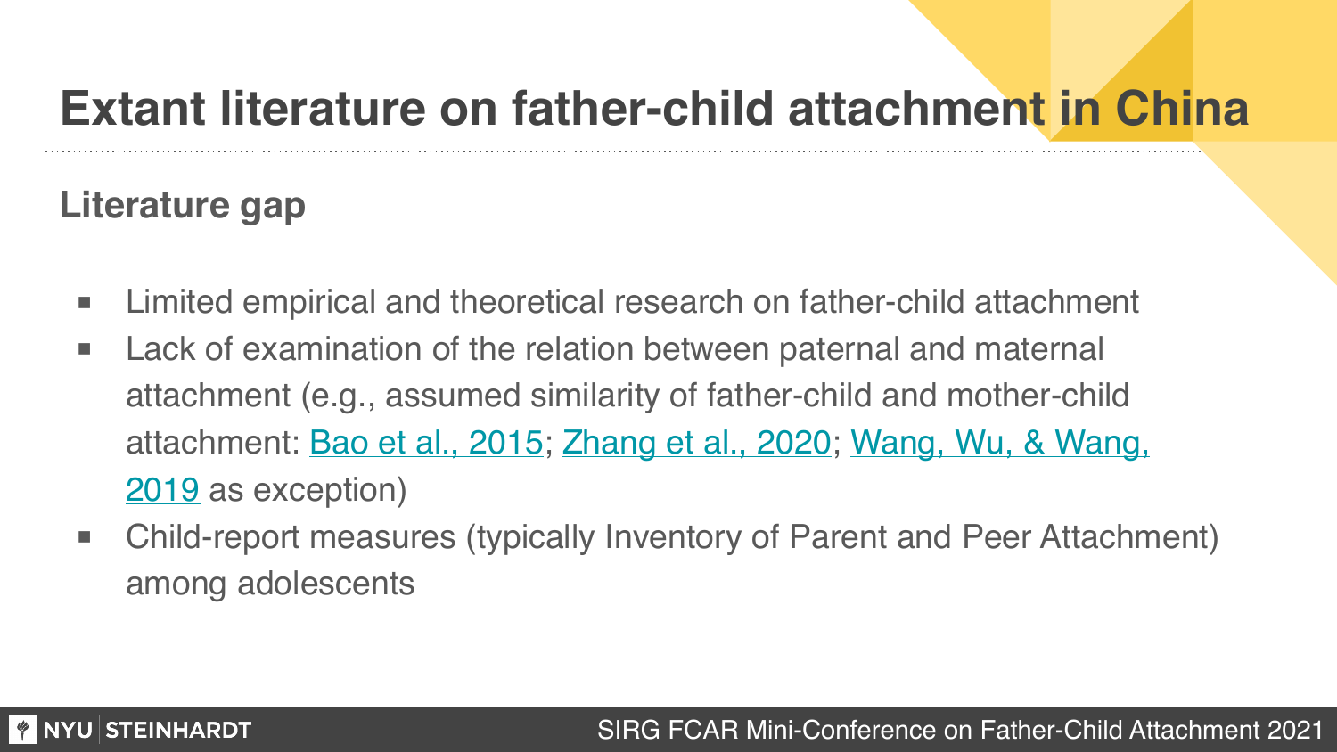# Extant literature on father-child attachment in China

## Literature gap

- Limited empirical and theoretical research on father-child attachment
- Lack of examination of the relation between paternal and maternal attachment (e.g., assumed similarity of father-child and mother-child attachment: Bao et al., 2015; Zhang et al., 2020; Wang, Wu, & Wang, 2019 as exception)
- Child-report measures (typically Inventory of Parent and Peer Attachment) among adolescents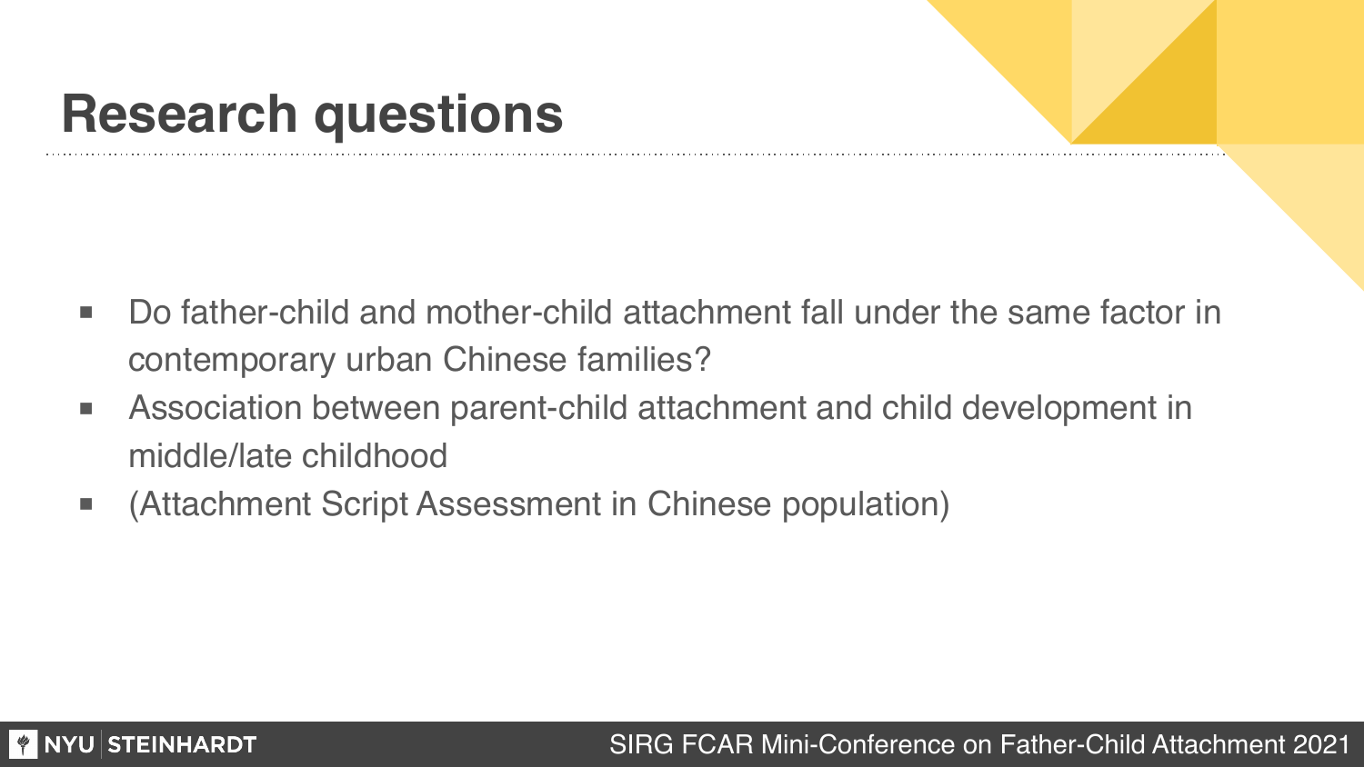# Research questions

- Do father-child and mother-child attachment fall under the same factor in contemporary urban Chinese families?
- Association between parent-child attachment and child development in middle/late childhood
- (Attachment Script Assessment in Chinese population)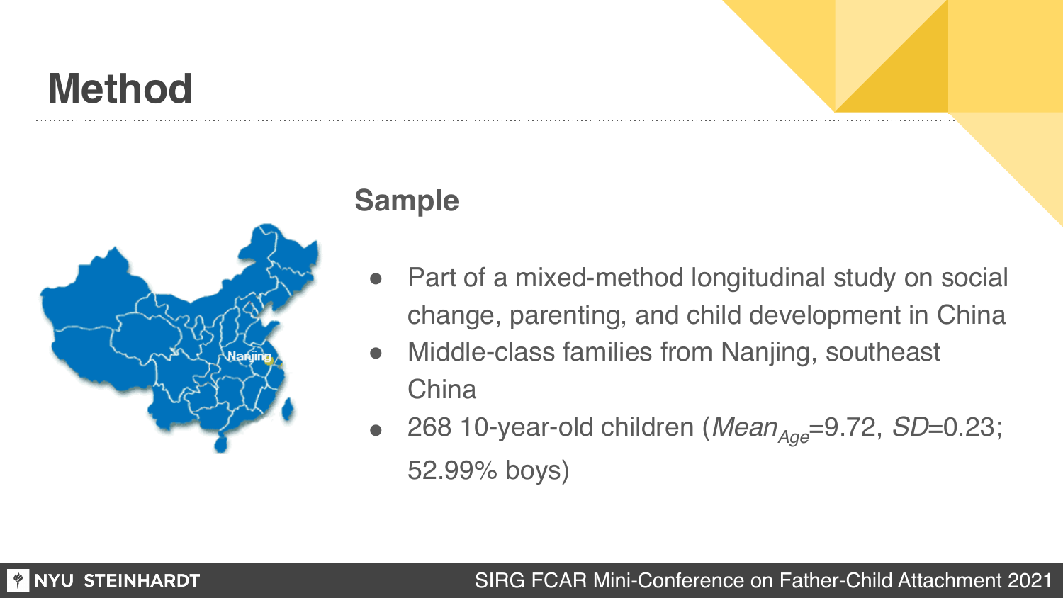# Method

## Sample

- Part of a mixed-method longitudinal study on social change, parenting, and child development in China
- Middle-class families from Nanjing, southeast China
- 268 10-year-old children ($Mean_{Age}$=9.72, $SD$=0.23; 52.99% boys)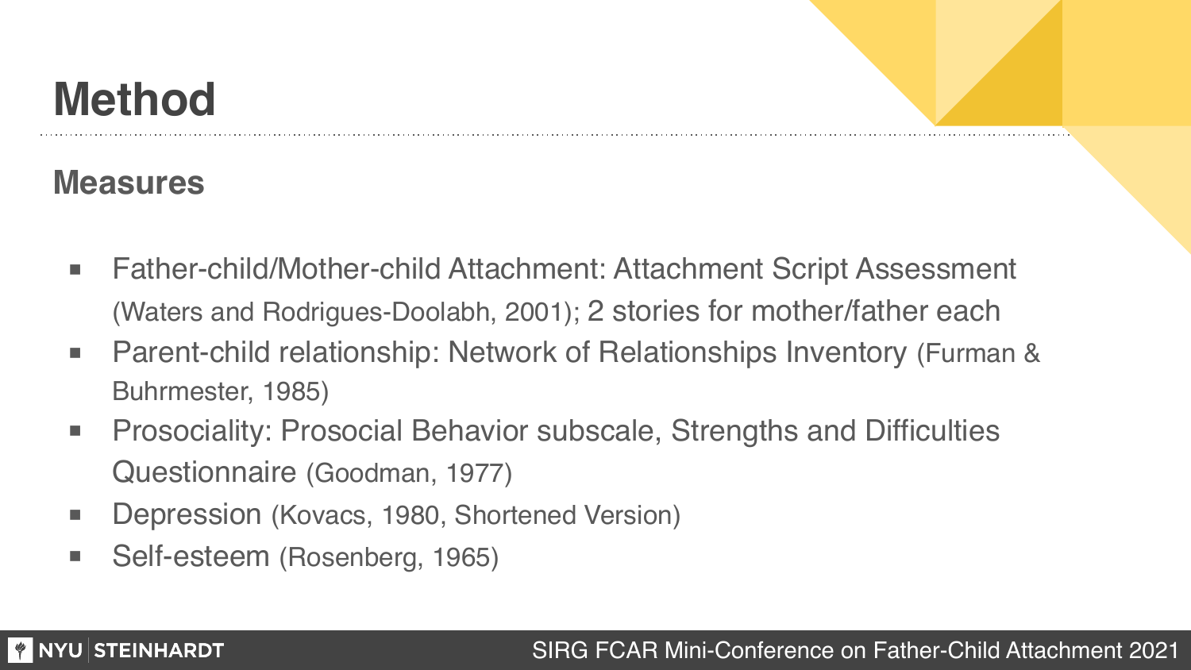# Method

## Measures

- Father-child/Mother-child Attachment: Attachment Script Assessment (Waters and Rodrigues-Doolabh, 2001); 2 stories for mother/father each
- Parent-child relationship: Network of Relationships Inventory (Furman & Buhrmester, 1985)
- Prosociality: Prosocial Behavior subscale, Strengths and Difficulties Questionnaire (Goodman, 1977)
- Depression (Kovacs, 1980, Shortened Version)
- Self-esteem (Rosenberg, 1965)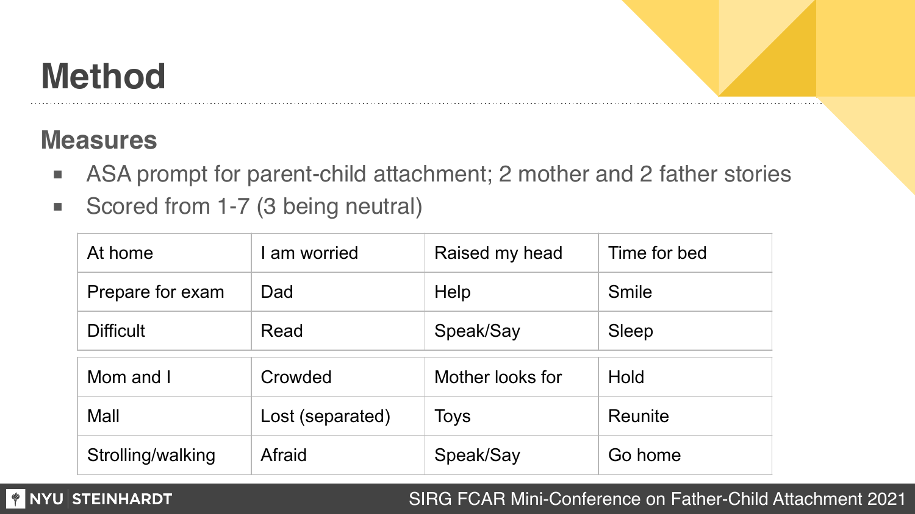# Method

## Measures

- ASA prompt for parent-child attachment; 2 mother and 2 father stories
- Scored from 1-7 (3 being neutral)

| At home | I am worried | Raised my head | Time for bed |
|---|---|---|---|
| Prepare for exam | Dad | Help | Smile |
| Difficult | Read | Speak/Say | Sleep |

| Mom and I | Crowded | Mother looks for | Hold |
|---|---|---|---|
| Mall | Lost (separated) | Toys | Reunite |
| Strolling/walking | Afraid | Speak/Say | Go home |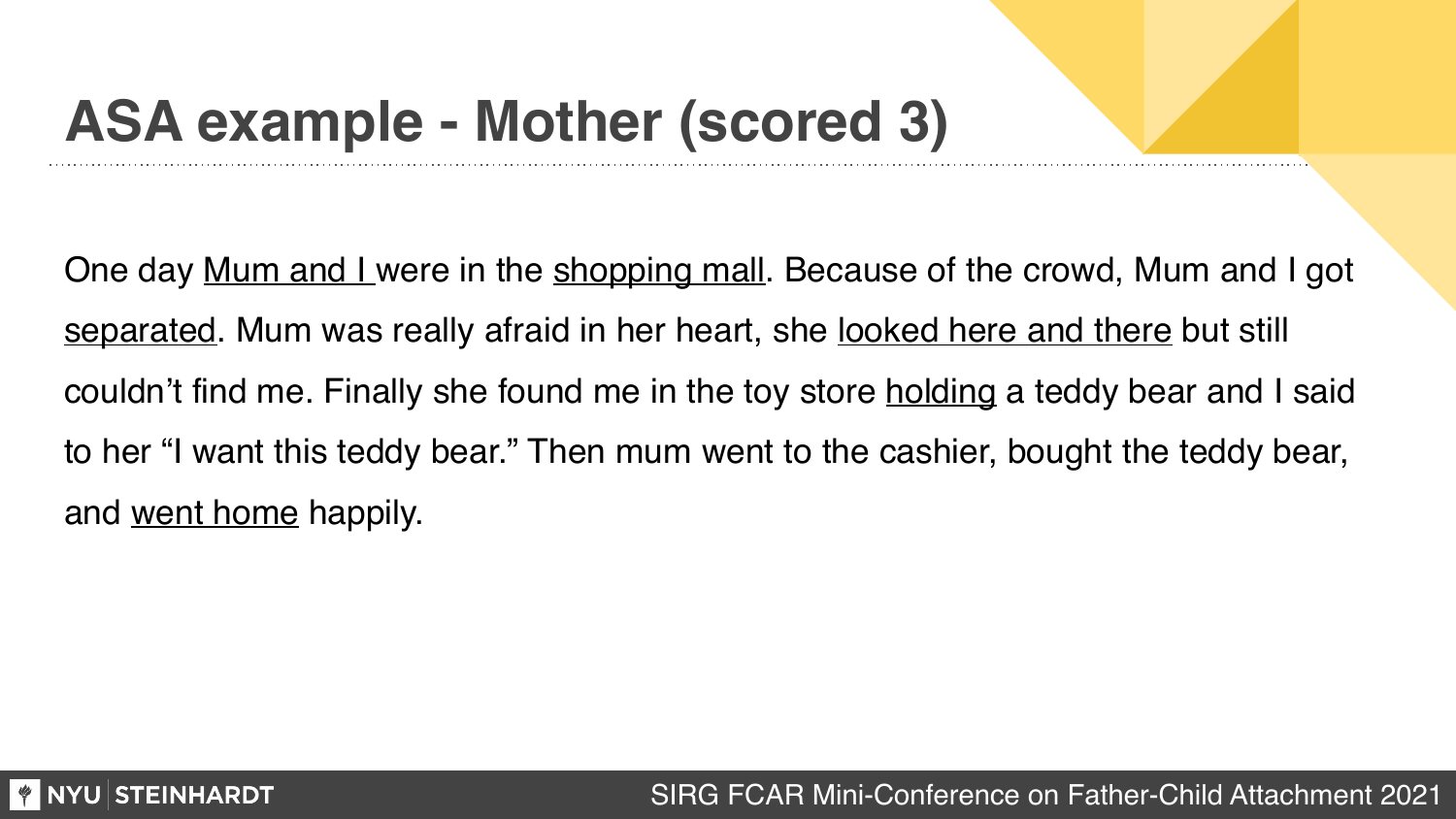# ASA example - Mother (scored 3)

One day <u>Mum and I</u> were in the <u>shopping mall</u>. Because of the crowd, Mum and I got <u>separated</u>. Mum was really afraid in her heart, she <u>looked here and there</u> but still couldn't find me. Finally she found me in the toy store <u>holding</u> a teddy bear and I said to her "I want this teddy bear." Then mum went to the cashier, bought the teddy bear, and <u>went home</u> happily.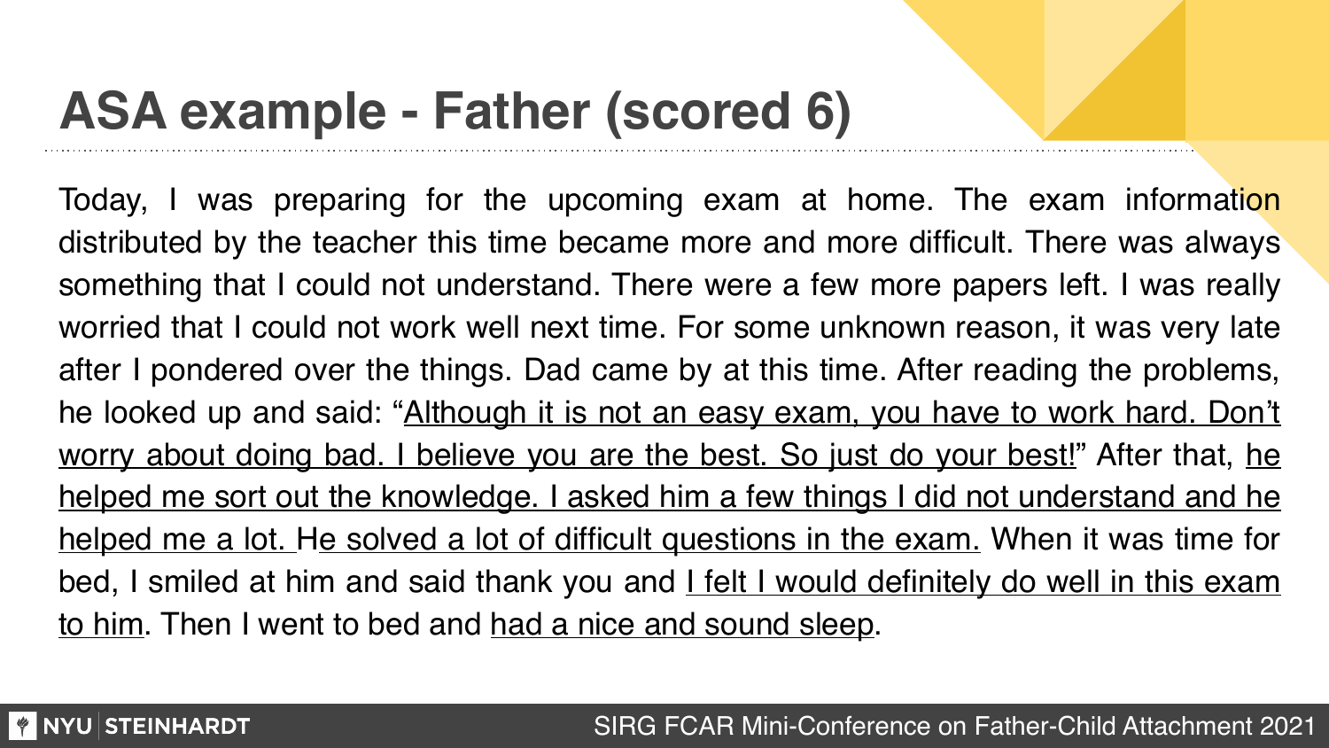# ASA example - Father (scored 6)

Today, I was preparing for the upcoming exam at home. The exam information distributed by the teacher this time became more and more difficult. There was always something that I could not understand. There were a few more papers left. I was really worried that I could not work well next time. For some unknown reason, it was very late after I pondered over the things. Dad came by at this time. After reading the problems, he looked up and said: "<u>Although it is not an easy exam, you have to work hard. Don't worry about doing bad. I believe you are the best. So just do your best!</u>" After that, <u>he helped me sort out the knowledge. I asked him a few things I did not understand and he helped me a lot. He solved a lot of difficult questions in the exam.</u> When it was time for bed, I smiled at him and said thank you and <u>I felt I would definitely do well in this exam to him</u>. Then I went to bed and <u>had a nice and sound sleep</u>.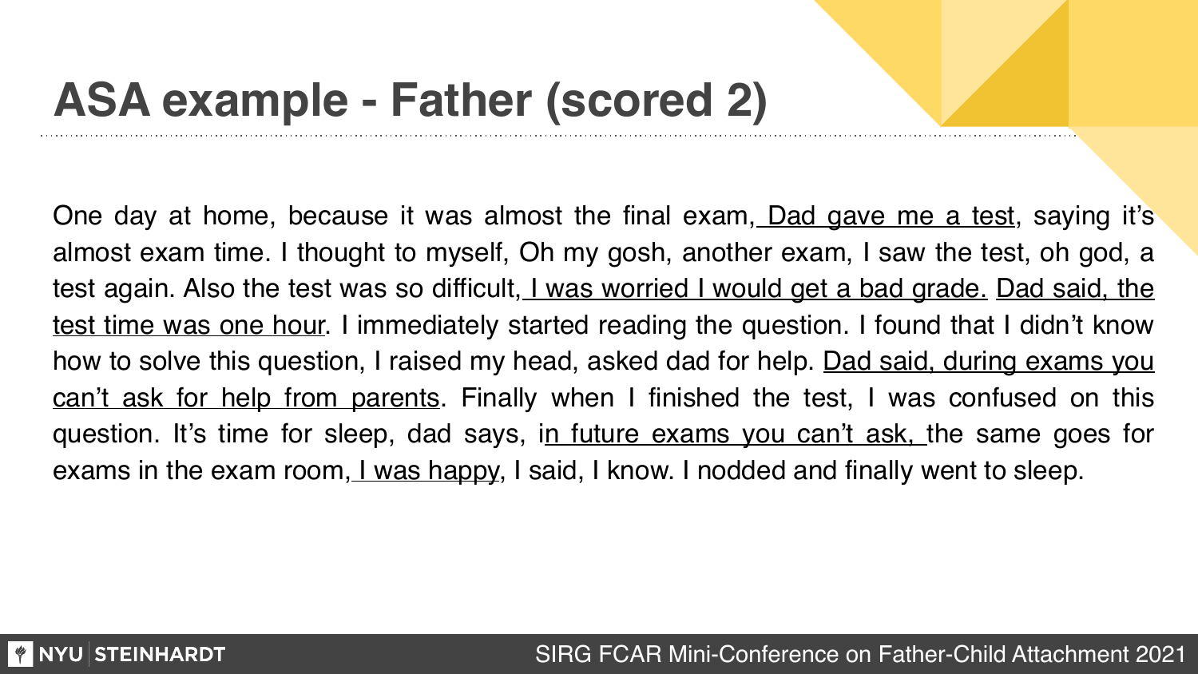# ASA example - Father (scored 2)

One day at home, because it was almost the final exam, <u>Dad gave me a test</u>, saying it's almost exam time. I thought to myself, Oh my gosh, another exam, I saw the test, oh god, a test again. Also the test was so difficult, <u>I was worried I would get a bad grade.</u> <u>Dad said, the test time was one hour</u>. I immediately started reading the question. I found that I didn't know how to solve this question, I raised my head, asked dad for help. <u>Dad said, during exams you can't ask for help from parents</u>. Finally when I finished the test, I was confused on this question. It's time for sleep, dad says, i<u>n future exams you can't ask,</u> the same goes for exams in the exam room, <u>I was happy</u>, I said, I know. I nodded and finally went to sleep.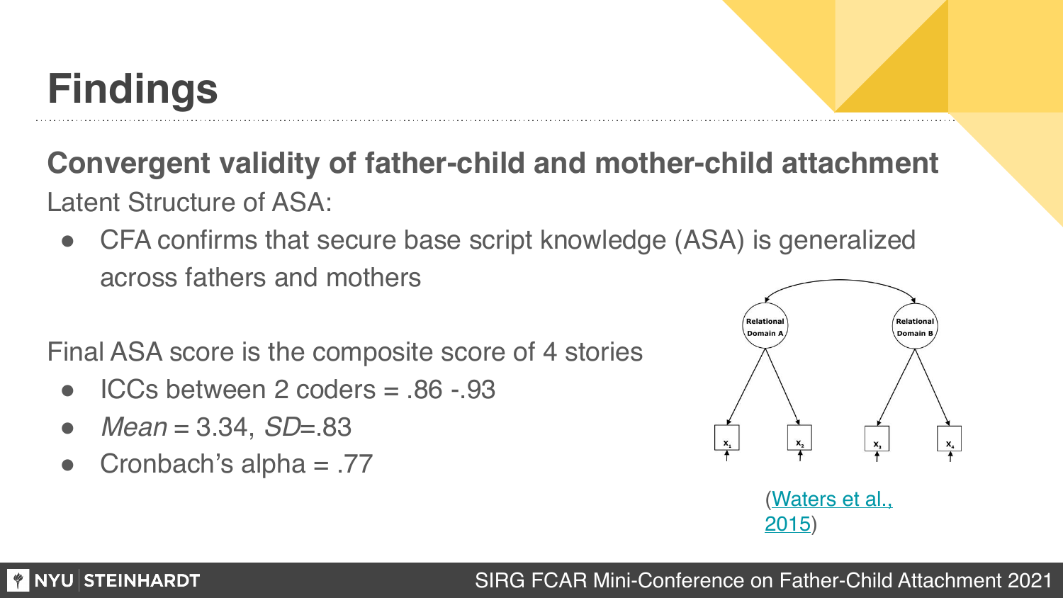# Findings

## Convergent validity of father-child and mother-child attachment

Latent Structure of ASA:

- CFA confirms that secure base script knowledge (ASA) is generalized across fathers and mothers

Final ASA score is the composite score of 4 stories

- ICCs between 2 coders = .86 -.93
- *Mean* = 3.34, *SD*=.83
- Cronbach's alpha = .77

(Waters et al., 2015)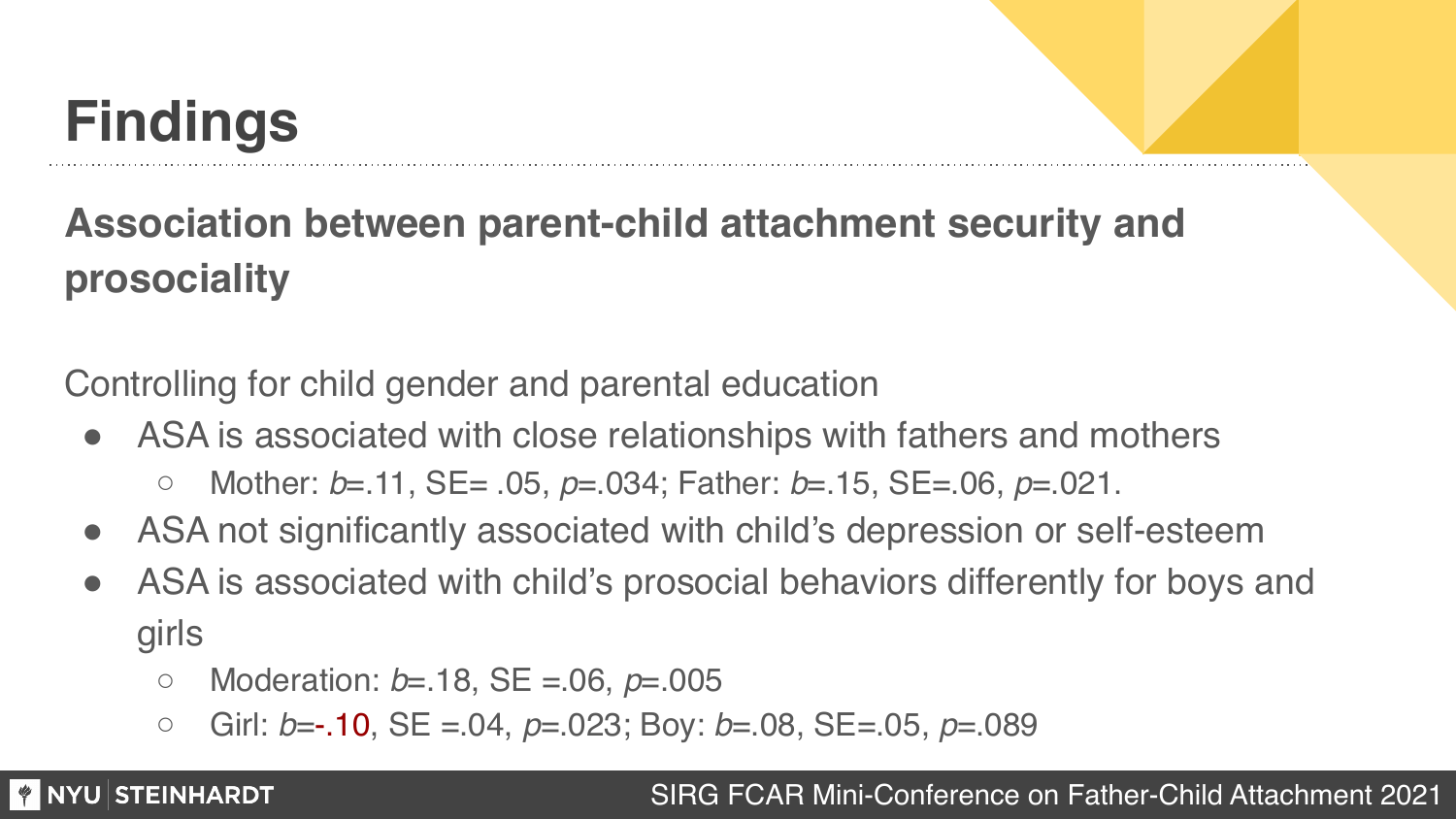# Findings

## Association between parent-child attachment security and prosociality

Controlling for child gender and parental education

- ASA is associated with close relationships with fathers and mothers
  - Mother: $b$=.11, SE= .05, $p$=.034; Father: $b$=.15, SE=.06, $p$=.021.
- ASA not significantly associated with child's depression or self-esteem
- ASA is associated with child's prosocial behaviors differently for boys and girls
  - Moderation: $b$=.18, SE =.06, $p$=.005
  - Girl: $b$=-.10, SE =.04, $p$=.023; Boy: $b$=.08, SE=.05, $p$=.089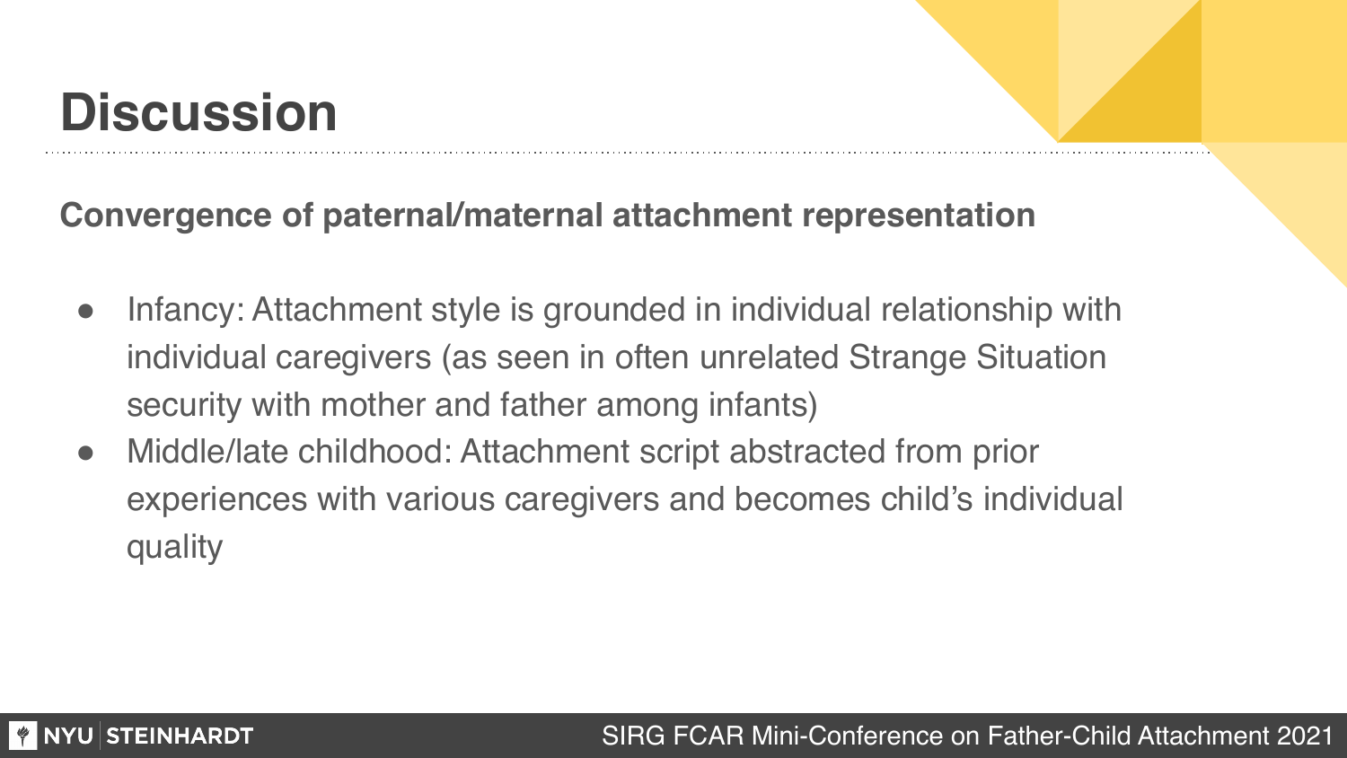# Discussion

**Convergence of paternal/maternal attachment representation**

- Infancy: Attachment style is grounded in individual relationship with individual caregivers (as seen in often unrelated Strange Situation security with mother and father among infants)
- Middle/late childhood: Attachment script abstracted from prior experiences with various caregivers and becomes child's individual quality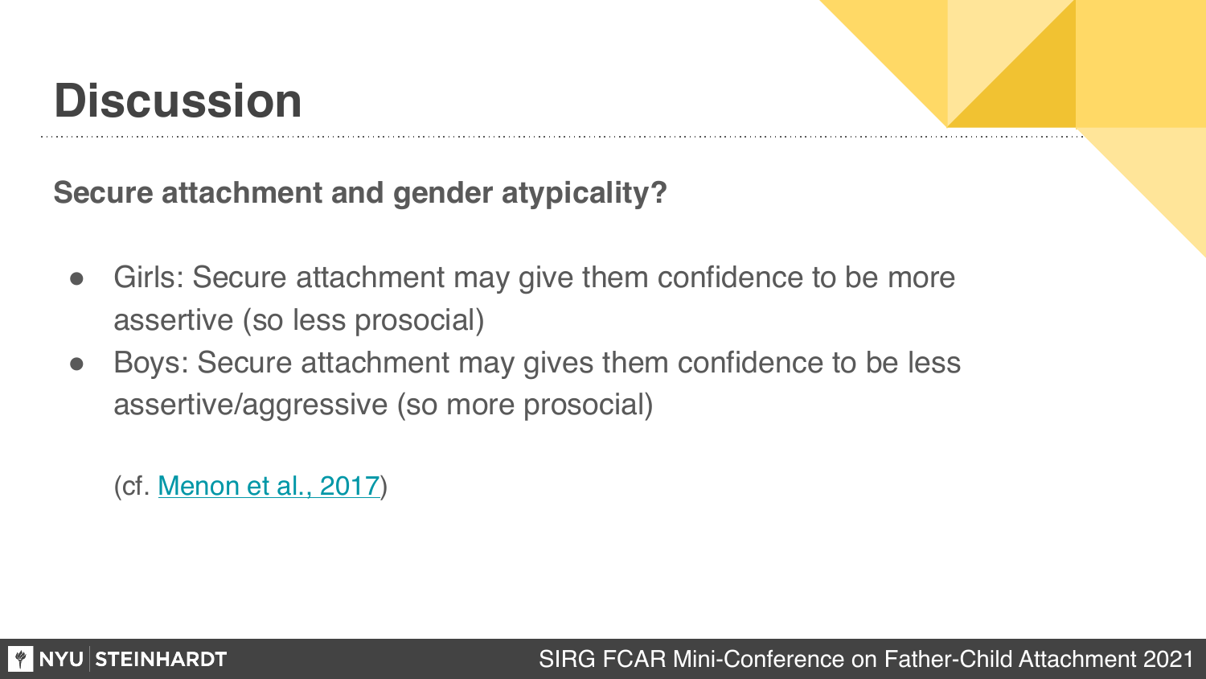# Discussion

**Secure attachment and gender atypicality?**

- Girls: Secure attachment may give them confidence to be more assertive (so less prosocial)
- Boys: Secure attachment may gives them confidence to be less assertive/aggressive (so more prosocial)

(cf. Menon et al., 2017)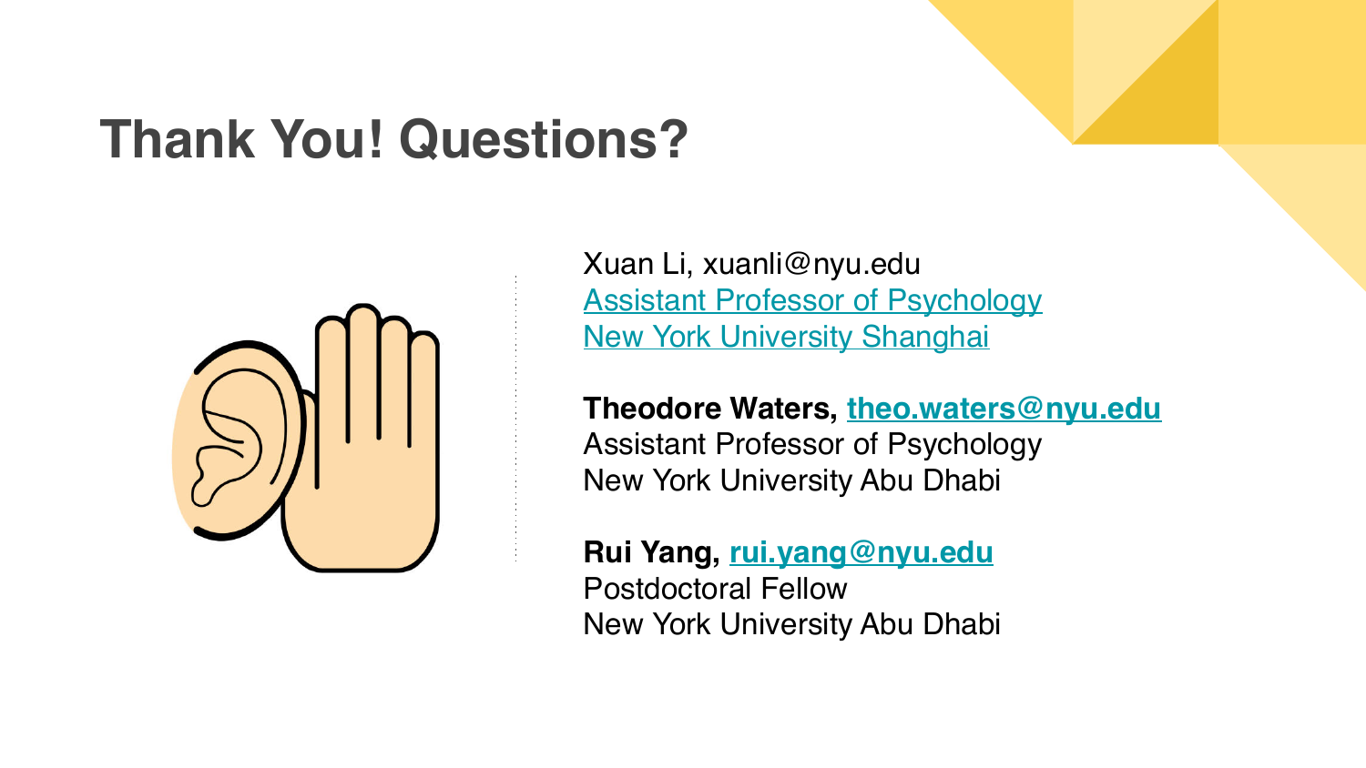# Thank You! Questions?

Xuan Li, xuanli@nyu.edu
Assistant Professor of Psychology
New York University Shanghai

**Theodore Waters, theo.waters@nyu.edu**
Assistant Professor of Psychology
New York University Abu Dhabi

**Rui Yang, rui.yang@nyu.edu**
Postdoctoral Fellow
New York University Abu Dhabi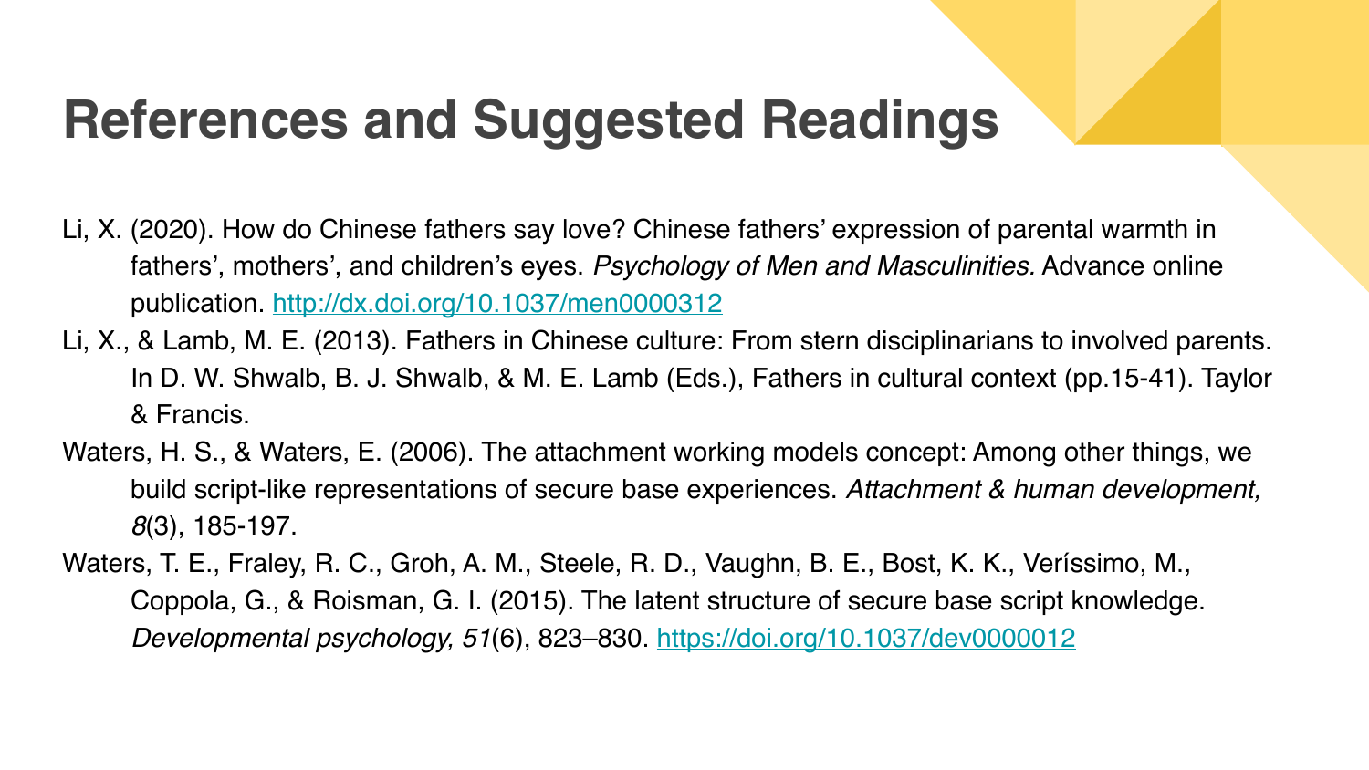# References and Suggested Readings

Li, X. (2020). How do Chinese fathers say love? Chinese fathers' expression of parental warmth in fathers', mothers', and children's eyes. *Psychology of Men and Masculinities.* Advance online publication. [http://dx.doi.org/10.1037/men0000312](http://dx.doi.org/10.1037/men0000312)

Li, X., & Lamb, M. E. (2013). Fathers in Chinese culture: From stern disciplinarians to involved parents. In D. W. Shwalb, B. J. Shwalb, & M. E. Lamb (Eds.), Fathers in cultural context (pp.15-41). Taylor & Francis.

Waters, H. S., & Waters, E. (2006). The attachment working models concept: Among other things, we build script-like representations of secure base experiences. *Attachment & human development, 8*(3), 185-197.

Waters, T. E., Fraley, R. C., Groh, A. M., Steele, R. D., Vaughn, B. E., Bost, K. K., Veríssimo, M., Coppola, G., & Roisman, G. I. (2015). The latent structure of secure base script knowledge. *Developmental psychology, 51*(6), 823–830. [https://doi.org/10.1037/dev0000012](https://doi.org/10.1037/dev0000012)